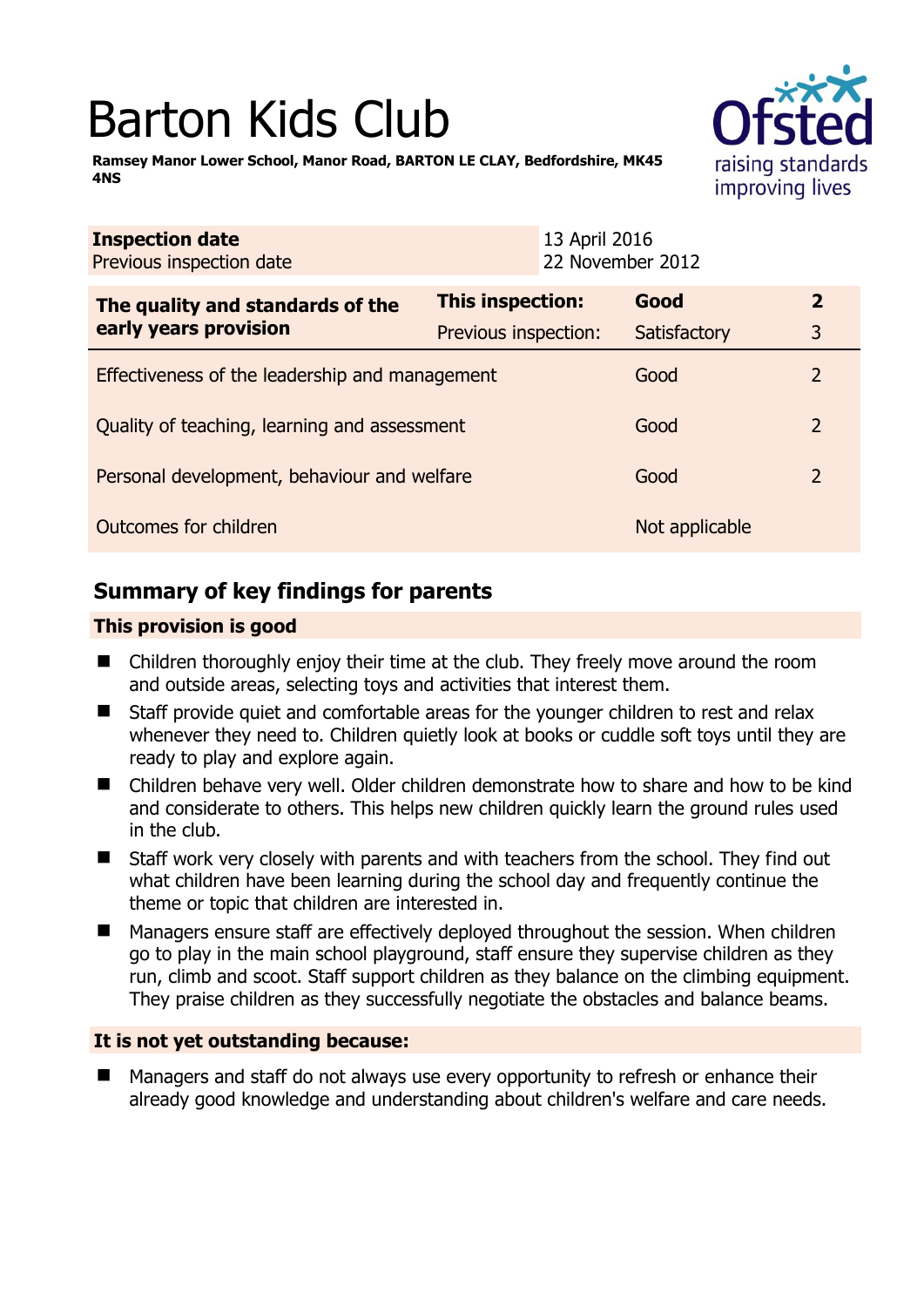# Barton Kids Club

**Ramsey Manor Lower School, Manor Road, BARTON LE CLAY, Bedfordshire, MK45 4NS**

| **Inspection date** | 13 April 2016 |
|---|---|
| Previous inspection date | 22 November 2012 |

| **The quality and standards of the early years provision** | **This inspection:** | **Good** | **2** |
|---|---|---|---|
| | Previous inspection: | Satisfactory | 3 |
| Effectiveness of the leadership and management | | Good | 2 |
| Quality of teaching, learning and assessment | | Good | 2 |
| Personal development, behaviour and welfare | | Good | 2 |
| Outcomes for children | | Not applicable | |

## Summary of key findings for parents

**This provision is good**

- Children thoroughly enjoy their time at the club. They freely move around the room and outside areas, selecting toys and activities that interest them.
- Staff provide quiet and comfortable areas for the younger children to rest and relax whenever they need to. Children quietly look at books or cuddle soft toys until they are ready to play and explore again.
- Children behave very well. Older children demonstrate how to share and how to be kind and considerate to others. This helps new children quickly learn the ground rules used in the club.
- Staff work very closely with parents and with teachers from the school. They find out what children have been learning during the school day and frequently continue the theme or topic that children are interested in.
- Managers ensure staff are effectively deployed throughout the session. When children go to play in the main school playground, staff ensure they supervise children as they run, climb and scoot. Staff support children as they balance on the climbing equipment. They praise children as they successfully negotiate the obstacles and balance beams.

**It is not yet outstanding because:**

- Managers and staff do not always use every opportunity to refresh or enhance their already good knowledge and understanding about children's welfare and care needs.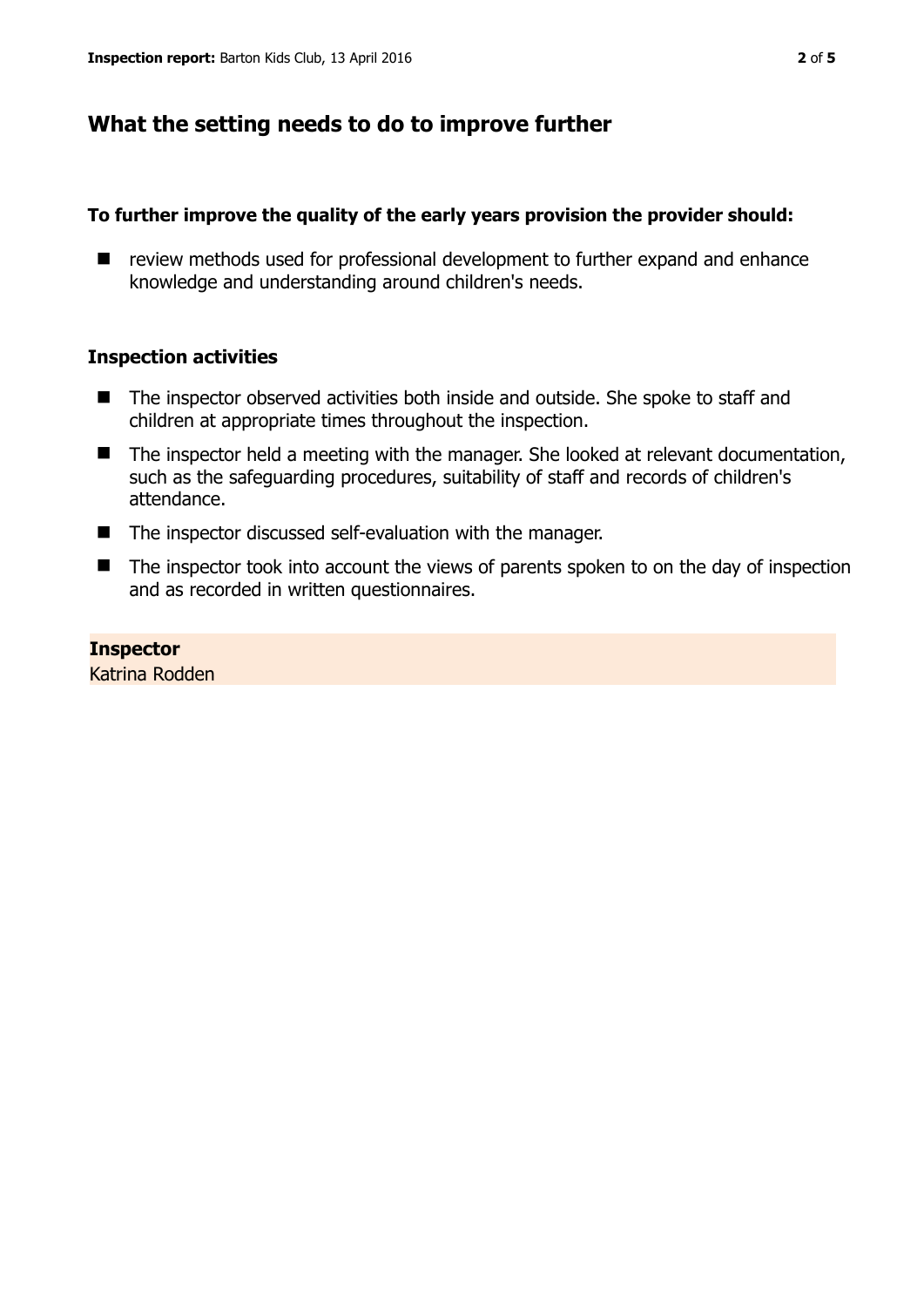## What the setting needs to do to improve further

### To further improve the quality of the early years provision the provider should:

- review methods used for professional development to further expand and enhance knowledge and understanding around children's needs.

### Inspection activities

- The inspector observed activities both inside and outside. She spoke to staff and children at appropriate times throughout the inspection.
- The inspector held a meeting with the manager. She looked at relevant documentation, such as the safeguarding procedures, suitability of staff and records of children's attendance.
- The inspector discussed self-evaluation with the manager.
- The inspector took into account the views of parents spoken to on the day of inspection and as recorded in written questionnaires.

**Inspector**
Katrina Rodden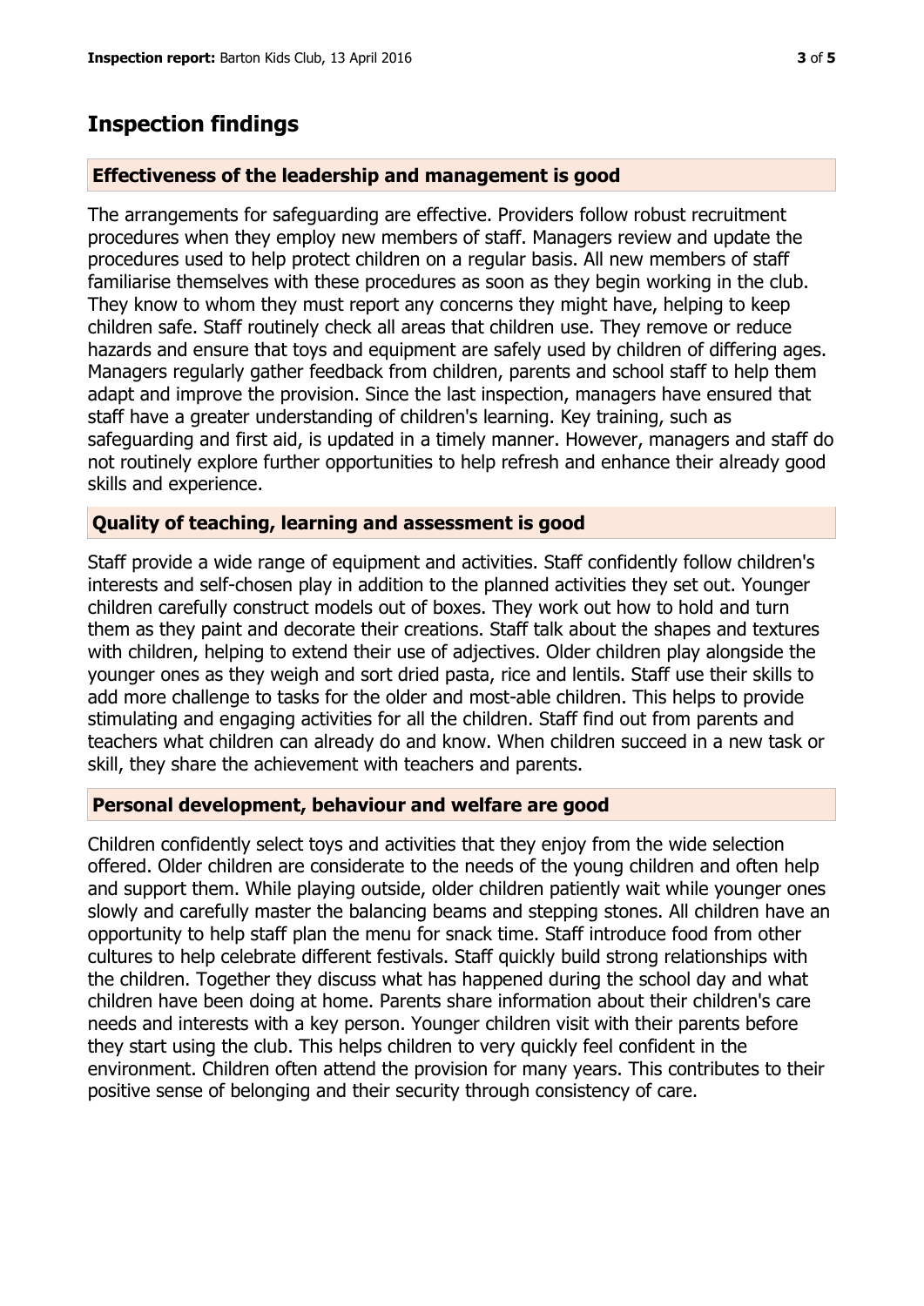## Inspection findings

### Effectiveness of the leadership and management is good

The arrangements for safeguarding are effective. Providers follow robust recruitment procedures when they employ new members of staff. Managers review and update the procedures used to help protect children on a regular basis. All new members of staff familiarise themselves with these procedures as soon as they begin working in the club. They know to whom they must report any concerns they might have, helping to keep children safe. Staff routinely check all areas that children use. They remove or reduce hazards and ensure that toys and equipment are safely used by children of differing ages. Managers regularly gather feedback from children, parents and school staff to help them adapt and improve the provision. Since the last inspection, managers have ensured that staff have a greater understanding of children's learning. Key training, such as safeguarding and first aid, is updated in a timely manner. However, managers and staff do not routinely explore further opportunities to help refresh and enhance their already good skills and experience.

### Quality of teaching, learning and assessment is good

Staff provide a wide range of equipment and activities. Staff confidently follow children's interests and self-chosen play in addition to the planned activities they set out. Younger children carefully construct models out of boxes. They work out how to hold and turn them as they paint and decorate their creations. Staff talk about the shapes and textures with children, helping to extend their use of adjectives. Older children play alongside the younger ones as they weigh and sort dried pasta, rice and lentils. Staff use their skills to add more challenge to tasks for the older and most-able children. This helps to provide stimulating and engaging activities for all the children. Staff find out from parents and teachers what children can already do and know. When children succeed in a new task or skill, they share the achievement with teachers and parents.

### Personal development, behaviour and welfare are good

Children confidently select toys and activities that they enjoy from the wide selection offered. Older children are considerate to the needs of the young children and often help and support them. While playing outside, older children patiently wait while younger ones slowly and carefully master the balancing beams and stepping stones. All children have an opportunity to help staff plan the menu for snack time. Staff introduce food from other cultures to help celebrate different festivals. Staff quickly build strong relationships with the children. Together they discuss what has happened during the school day and what children have been doing at home. Parents share information about their children's care needs and interests with a key person. Younger children visit with their parents before they start using the club. This helps children to very quickly feel confident in the environment. Children often attend the provision for many years. This contributes to their positive sense of belonging and their security through consistency of care.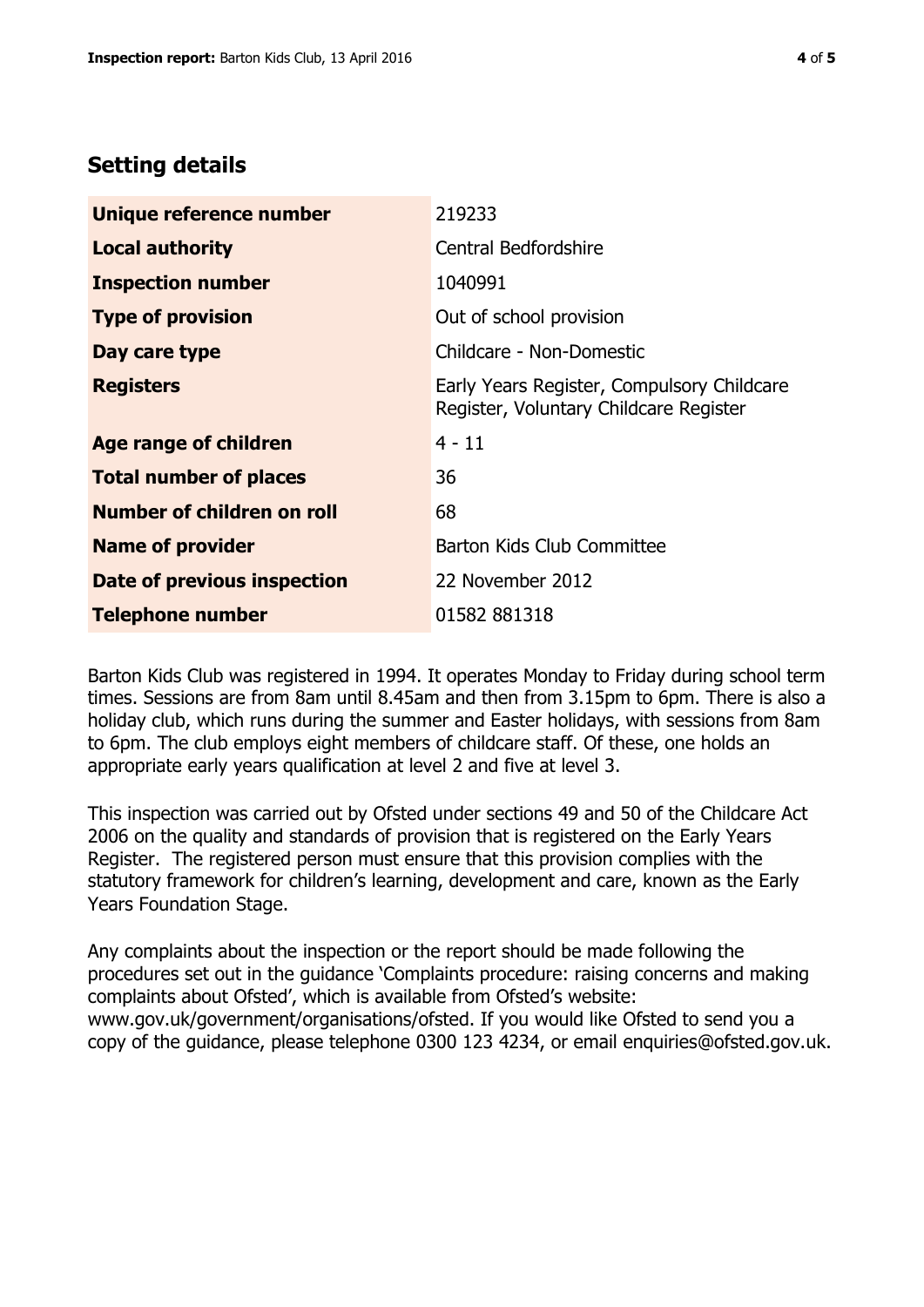## Setting details

| | |
|---|---|
| **Unique reference number** | 219233 |
| **Local authority** | Central Bedfordshire |
| **Inspection number** | 1040991 |
| **Type of provision** | Out of school provision |
| **Day care type** | Childcare - Non-Domestic |
| **Registers** | Early Years Register, Compulsory Childcare Register, Voluntary Childcare Register |
| **Age range of children** | 4 - 11 |
| **Total number of places** | 36 |
| **Number of children on roll** | 68 |
| **Name of provider** | Barton Kids Club Committee |
| **Date of previous inspection** | 22 November 2012 |
| **Telephone number** | 01582 881318 |

Barton Kids Club was registered in 1994. It operates Monday to Friday during school term times. Sessions are from 8am until 8.45am and then from 3.15pm to 6pm. There is also a holiday club, which runs during the summer and Easter holidays, with sessions from 8am to 6pm. The club employs eight members of childcare staff. Of these, one holds an appropriate early years qualification at level 2 and five at level 3.

This inspection was carried out by Ofsted under sections 49 and 50 of the Childcare Act 2006 on the quality and standards of provision that is registered on the Early Years Register. The registered person must ensure that this provision complies with the statutory framework for children's learning, development and care, known as the Early Years Foundation Stage.

Any complaints about the inspection or the report should be made following the procedures set out in the guidance 'Complaints procedure: raising concerns and making complaints about Ofsted', which is available from Ofsted's website: www.gov.uk/government/organisations/ofsted. If you would like Ofsted to send you a copy of the guidance, please telephone 0300 123 4234, or email enquiries@ofsted.gov.uk.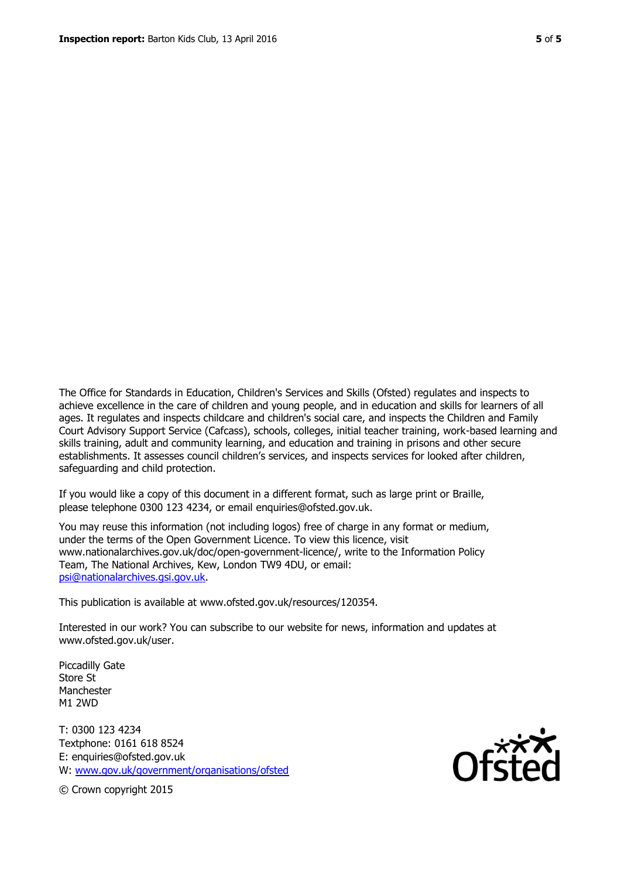The Office for Standards in Education, Children's Services and Skills (Ofsted) regulates and inspects to achieve excellence in the care of children and young people, and in education and skills for learners of all ages. It regulates and inspects childcare and children's social care, and inspects the Children and Family Court Advisory Support Service (Cafcass), schools, colleges, initial teacher training, work-based learning and skills training, adult and community learning, and education and training in prisons and other secure establishments. It assesses council children's services, and inspects services for looked after children, safeguarding and child protection.

If you would like a copy of this document in a different format, such as large print or Braille, please telephone 0300 123 4234, or email enquiries@ofsted.gov.uk.

You may reuse this information (not including logos) free of charge in any format or medium, under the terms of the Open Government Licence. To view this licence, visit www.nationalarchives.gov.uk/doc/open-government-licence/, write to the Information Policy Team, The National Archives, Kew, London TW9 4DU, or email: psi@nationalarchives.gsi.gov.uk.

This publication is available at www.ofsted.gov.uk/resources/120354.

Interested in our work? You can subscribe to our website for news, information and updates at www.ofsted.gov.uk/user.

Piccadilly Gate
Store St
Manchester
M1 2WD

T: 0300 123 4234
Textphone: 0161 618 8524
E: enquiries@ofsted.gov.uk
W: www.gov.uk/government/organisations/ofsted

© Crown copyright 2015